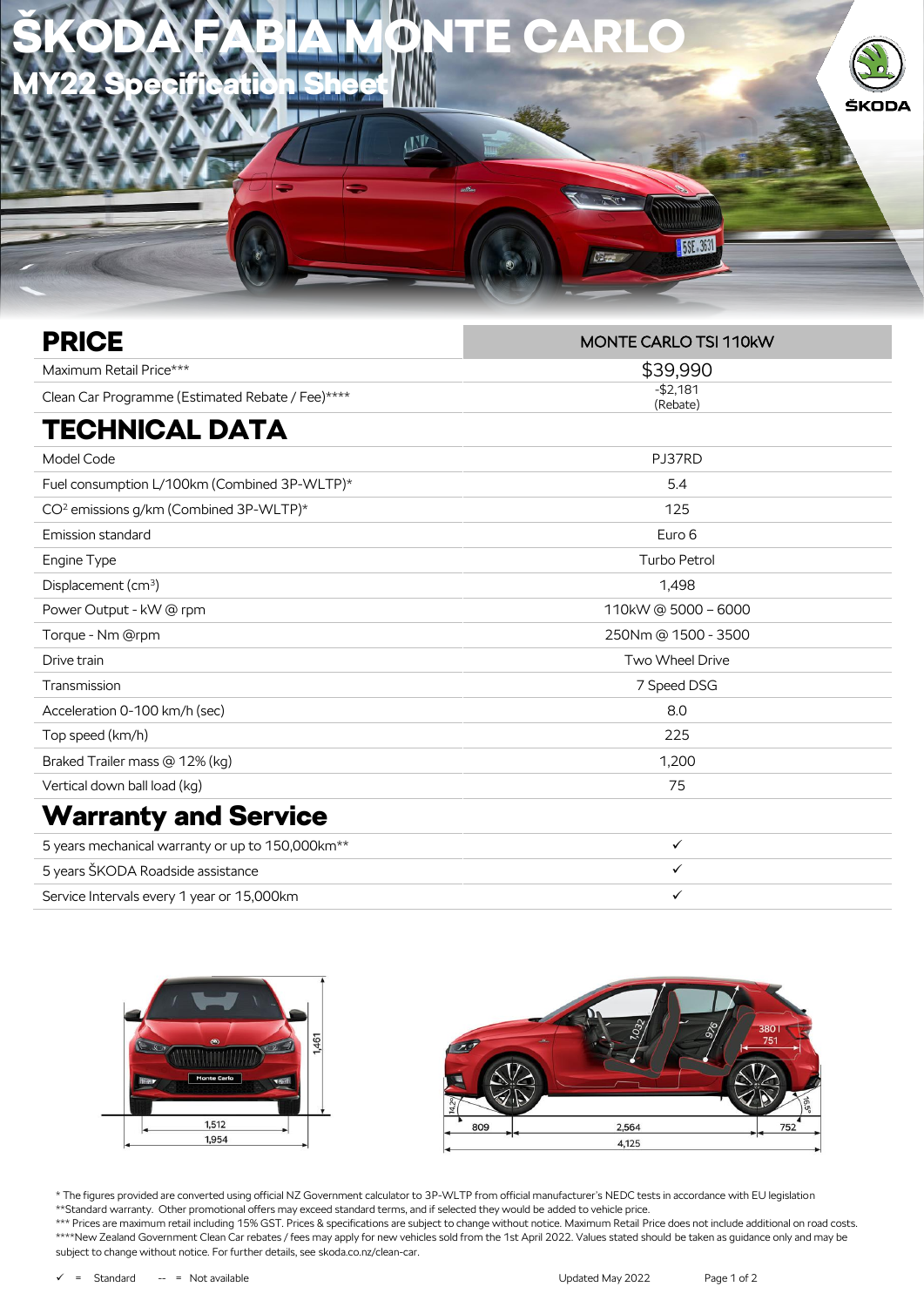# ŠKODA FABIA MONTE CARLO

## MY22 Specification Sheet

| PRICE | MONTE CARLO TSI 110kW |
|---|---|
| Maximum Retail Price*** | $39,990 |
| Clean Car Programme (Estimated Rebate / Fee)**** | -$2,181 (Rebate) |

## TECHNICAL DATA

| | |
|---|---|
| Model Code | PJ37RD |
| Fuel consumption L/100km (Combined 3P-WLTP)* | 5.4 |
| $CO^2$ emissions g/km (Combined 3P-WLTP)* | 125 |
| Emission standard | Euro 6 |
| Engine Type | Turbo Petrol |
| Displacement ($cm^3$) | 1,498 |
| Power Output - kW @ rpm | 110kW @ 5000 – 6000 |
| Torque - Nm @rpm | 250Nm @ 1500 - 3500 |
| Drive train | Two Wheel Drive |
| Transmission | 7 Speed DSG |
| Acceleration 0-100 km/h (sec) | 8.0 |
| Top speed (km/h) | 225 |
| Braked Trailer mass @ 12% (kg) | 1,200 |
| Vertical down ball load (kg) | 75 |

## Warranty and Service

| | |
|---|---|
| 5 years mechanical warranty or up to 150,000km** | ✓ |
| 5 years ŠKODA Roadside assistance | ✓ |
| Service Intervals every 1 year or 15,000km | ✓ |

1,461 · 1,512 · 1,954 · 1,032 · 976 · 380 l · 751 · 14.2° · 16.5° · 809 · 2,564 · 752 · 4,125

\* The figures provided are converted using official NZ Government calculator to 3P-WLTP from official manufacturer's NEDC tests in accordance with EU legislation
**Standard warranty. Other promotional offers may exceed standard terms, and if selected they would be added to vehicle price.
*** Prices are maximum retail including 15% GST. Prices & specifications are subject to change without notice. Maximum Retail Price does not include additional on road costs.
****New Zealand Government Clean Car rebates / fees may apply for new vehicles sold from the 1st April 2022. Values stated should be taken as guidance only and may be subject to change without notice. For further details, see skoda.co.nz/clean-car.

✓ = Standard -- = Not available

Updated May 2022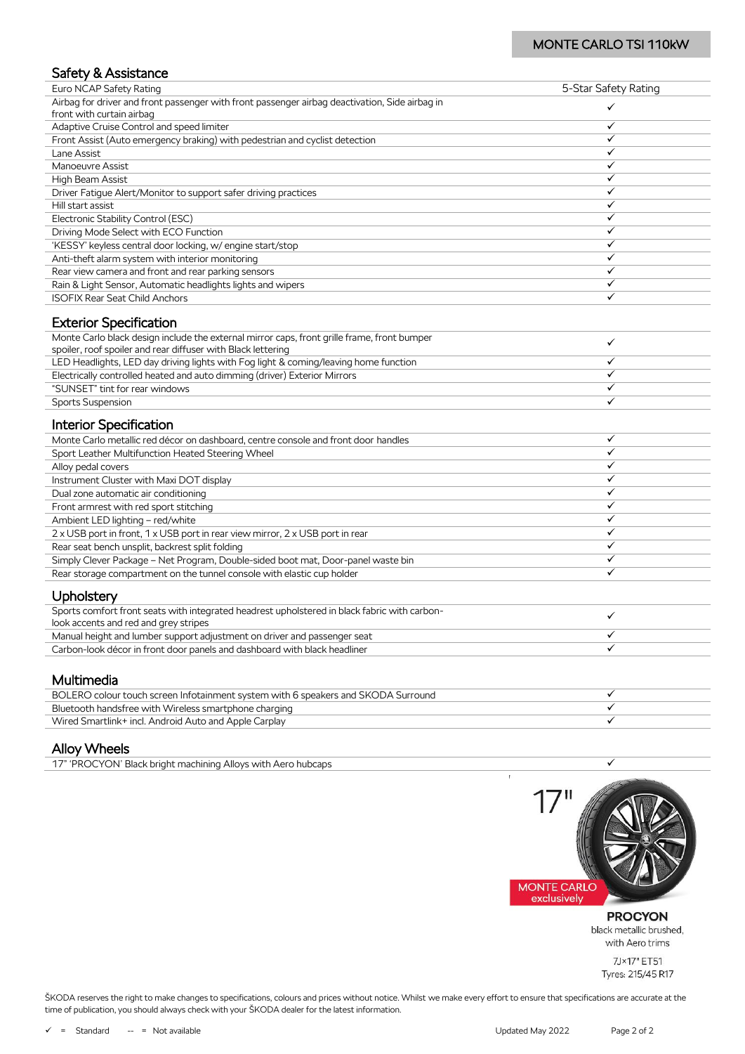| | MONTE CARLO TSI 110kW |
|---|---|
| **Safety & Assistance** | |
| Euro NCAP Safety Rating | 5-Star Safety Rating |
| Airbag for driver and front passenger with front passenger airbag deactivation, Side airbag in front with curtain airbag | ✓ |
| Adaptive Cruise Control and speed limiter | ✓ |
| Front Assist (Auto emergency braking) with pedestrian and cyclist detection | ✓ |
| Lane Assist | ✓ |
| Manoeuvre Assist | ✓ |
| High Beam Assist | ✓ |
| Driver Fatigue Alert/Monitor to support safer driving practices | ✓ |
| Hill start assist | ✓ |
| Electronic Stability Control (ESC) | ✓ |
| Driving Mode Select with ECO Function | ✓ |
| 'KESSY' keyless central door locking, w/ engine start/stop | ✓ |
| Anti-theft alarm system with interior monitoring | ✓ |
| Rear view camera and front and rear parking sensors | ✓ |
| Rain & Light Sensor, Automatic headlights lights and wipers | ✓ |
| ISOFIX Rear Seat Child Anchors | ✓ |
| **Exterior Specification** | |
| Monte Carlo black design include the external mirror caps, front grille frame, front bumper spoiler, roof spoiler and rear diffuser with Black lettering | ✓ |
| LED Headlights, LED day driving lights with Fog light & coming/leaving home function | ✓ |
| Electrically controlled heated and auto dimming (driver) Exterior Mirrors | ✓ |
| "SUNSET" tint for rear windows | ✓ |
| Sports Suspension | ✓ |
| **Interior Specification** | |
| Monte Carlo metallic red décor on dashboard, centre console and front door handles | ✓ |
| Sport Leather Multifunction Heated Steering Wheel | ✓ |
| Alloy pedal covers | ✓ |
| Instrument Cluster with Maxi DOT display | ✓ |
| Dual zone automatic air conditioning | ✓ |
| Front armrest with red sport stitching | ✓ |
| Ambient LED lighting – red/white | ✓ |
| 2 x USB port in front, 1 x USB port in rear view mirror, 2 x USB port in rear | ✓ |
| Rear seat bench unsplit, backrest split folding | ✓ |
| Simply Clever Package – Net Program, Double-sided boot mat, Door-panel waste bin | ✓ |
| Rear storage compartment on the tunnel console with elastic cup holder | ✓ |
| **Upholstery** | |
| Sports comfort front seats with integrated headrest upholstered in black fabric with carbon-look accents and red and grey stripes | ✓ |
| Manual height and lumber support adjustment on driver and passenger seat | ✓ |
| Carbon-look décor in front door panels and dashboard with black headliner | ✓ |
| **Multimedia** | |
| BOLERO colour touch screen Infotainment system with 6 speakers and SKODA Surround | ✓ |
| Bluetooth handsfree with Wireless smartphone charging | ✓ |
| Wired Smartlink+ incl. Android Auto and Apple Carplay | ✓ |
| **Alloy Wheels** | |
| 17" 'PROCYON' Black bright machining Alloys with Aero hubcaps | ✓ |

17"

MONTE CARLO exclusively

**PROCYON**
black metallic brushed, with Aero trims

7J×17" ET51
Tyres: 215/45 R17

ŠKODA reserves the right to make changes to specifications, colours and prices without notice. Whilst we make every effort to ensure that specifications are accurate at the time of publication, you should always check with your ŠKODA dealer for the latest information.

✓ = Standard -- = Not available

Updated May 2022